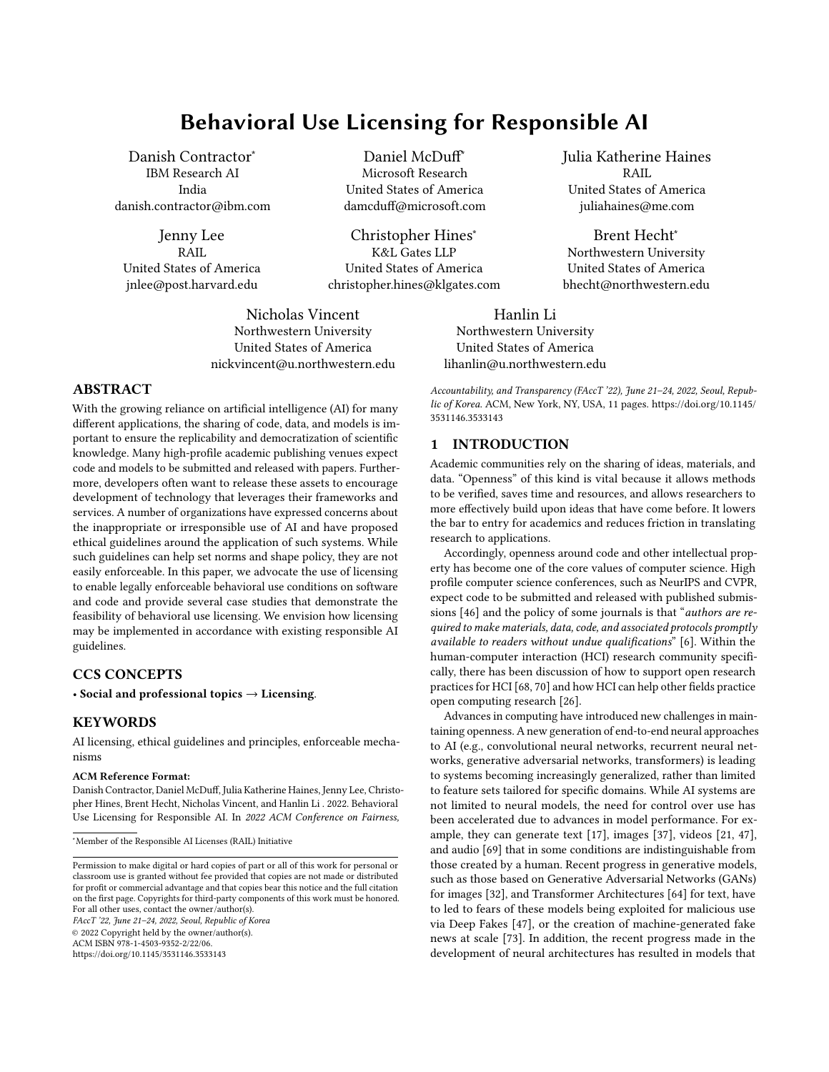# Behavioral Use Licensing for Responsible AI

Danish Contractor[*]
IBM Research AI
India
danish.contractor@ibm.com

Daniel McDuff[*]
Microsoft Research
United States of America
damcduff@microsoft.com

Julia Katherine Haines
RAIL
United States of America
juliahaines@me.com

Jenny Lee
RAIL
United States of America
jnlee@post.harvard.edu

Christopher Hines[*]
K&L Gates LLP
United States of America
christopher.hines@klgates.com

Brent Hecht[*]
Northwestern University
United States of America
bhecht@northwestern.edu

Nicholas Vincent
Northwestern University
United States of America
nickvincent@u.northwestern.edu

Hanlin Li
Northwestern University
United States of America
lihanlin@u.northwestern.edu

## ABSTRACT

With the growing reliance on artificial intelligence (AI) for many different applications, the sharing of code, data, and models is important to ensure the replicability and democratization of scientific knowledge. Many high-profile academic publishing venues expect code and models to be submitted and released with papers. Furthermore, developers often want to release these assets to encourage development of technology that leverages their frameworks and services. A number of organizations have expressed concerns about the inappropriate or irresponsible use of AI and have proposed ethical guidelines around the application of such systems. While such guidelines can help set norms and shape policy, they are not easily enforceable. In this paper, we advocate the use of licensing to enable legally enforceable behavioral use conditions on software and code and provide several case studies that demonstrate the feasibility of behavioral use licensing. We envision how licensing may be implemented in accordance with existing responsible AI guidelines.

## CCS CONCEPTS

• **Social and professional topics → Licensing**.

## KEYWORDS

AI licensing, ethical guidelines and principles, enforceable mechanisms

**ACM Reference Format:**
Danish Contractor, Daniel McDuff, Julia Katherine Haines, Jenny Lee, Christopher Hines, Brent Hecht, Nicholas Vincent, and Hanlin Li . 2022. Behavioral Use Licensing for Responsible AI. In *2022 ACM Conference on Fairness, Accountability, and Transparency (FAccT '22), June 21–24, 2022, Seoul, Republic of Korea.* ACM, New York, NY, USA, 11 pages. https://doi.org/10.1145/3531146.3533143

[*]Member of the Responsible AI Licenses (RAIL) Initiative

Permission to make digital or hard copies of part or all of this work for personal or classroom use is granted without fee provided that copies are not made or distributed for profit or commercial advantage and that copies bear this notice and the full citation on the first page. Copyrights for third-party components of this work must be honored. For all other uses, contact the owner/author(s).
*FAccT '22, June 21–24, 2022, Seoul, Republic of Korea*
© 2022 Copyright held by the owner/author(s).
ACM ISBN 978-1-4503-9352-2/22/06.
https://doi.org/10.1145/3531146.3533143

## 1 INTRODUCTION

Academic communities rely on the sharing of ideas, materials, and data. "Openness" of this kind is vital because it allows methods to be verified, saves time and resources, and allows researchers to more effectively build upon ideas that have come before. It lowers the bar to entry for academics and reduces friction in translating research to applications.

Accordingly, openness around code and other intellectual property has become one of the core values of computer science. High profile computer science conferences, such as NeurIPS and CVPR, expect code to be submitted and released with published submissions [46] and the policy of some journals is that "*authors are required to make materials, data, code, and associated protocols promptly available to readers without undue qualifications*" [6]. Within the human-computer interaction (HCI) research community specifically, there has been discussion of how to support open research practices for HCI [68, 70] and how HCI can help other fields practice open computing research [26].

Advances in computing have introduced new challenges in maintaining openness. A new generation of end-to-end neural approaches to AI (e.g., convolutional neural networks, recurrent neural networks, generative adversarial networks, transformers) is leading to systems becoming increasingly generalized, rather than limited to feature sets tailored for specific domains. While AI systems are not limited to neural models, the need for control over use has been accelerated due to advances in model performance. For example, they can generate text [17], images [37], videos [21, 47], and audio [69] that in some conditions are indistinguishable from those created by a human. Recent progress in generative models, such as those based on Generative Adversarial Networks (GANs) for images [32], and Transformer Architectures [64] for text, have to led to fears of these models being exploited for malicious use via Deep Fakes [47], or the creation of machine-generated fake news at scale [73]. In addition, the recent progress made in the development of neural architectures has resulted in models that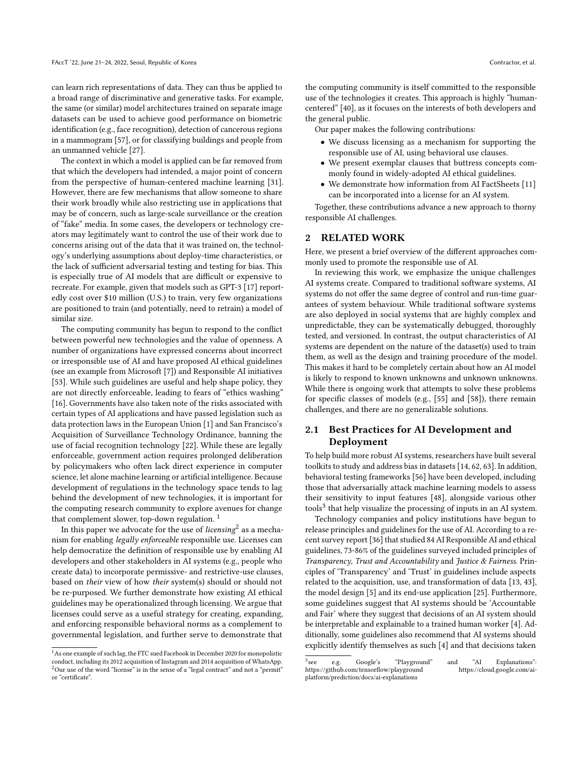can learn rich representations of data. They can thus be applied to a broad range of discriminative and generative tasks. For example, the same (or similar) model architectures trained on separate image datasets can be used to achieve good performance on biometric identification (e.g., face recognition), detection of cancerous regions in a mammogram [57], or for classifying buildings and people from an unmanned vehicle [27].

The context in which a model is applied can be far removed from that which the developers had intended, a major point of concern from the perspective of human-centered machine learning [31]. However, there are few mechanisms that allow someone to share their work broadly while also restricting use in applications that may be of concern, such as large-scale surveillance or the creation of "fake" media. In some cases, the developers or technology creators may legitimately want to control the use of their work due to concerns arising out of the data that it was trained on, the technology's underlying assumptions about deploy-time characteristics, or the lack of sufficient adversarial testing and testing for bias. This is especially true of AI models that are difficult or expensive to recreate. For example, given that models such as GPT-3 [17] reportedly cost over $10 million (U.S.) to train, very few organizations are positioned to train (and potentially, need to retrain) a model of similar size.

The computing community has begun to respond to the conflict between powerful new technologies and the value of openness. A number of organizations have expressed concerns about incorrect or irresponsible use of AI and have proposed AI ethical guidelines (see an example from Microsoft [7]) and Responsible AI initiatives [53]. While such guidelines are useful and help shape policy, they are not directly enforceable, leading to fears of "ethics washing" [16]. Governments have also taken note of the risks associated with certain types of AI applications and have passed legislation such as data protection laws in the European Union [1] and San Francisco's Acquisition of Surveillance Technology Ordinance, banning the use of facial recognition technology [22]. While these are legally enforceable, government action requires prolonged deliberation by policymakers who often lack direct experience in computer science, let alone machine learning or artificial intelligence. Because development of regulations in the technology space tends to lag behind the development of new technologies, it is important for the computing research community to explore avenues for change that complement slower, top-down regulation. [1]

In this paper we advocate for the use of *licensing*[2] as a mechanism for enabling *legally enforceable* responsible use. Licenses can help democratize the definition of responsible use by enabling AI developers and other stakeholders in AI systems (e.g., people who create data) to incorporate permissive- and restrictive-use clauses, based on *their* view of how *their* system(s) should or should not be re-purposed. We further demonstrate how existing AI ethical guidelines may be operationalized through licensing. We argue that licenses could serve as a useful strategy for creating, expanding, and enforcing responsible behavioral norms as a complement to governmental legislation, and further serve to demonstrate that the computing community is itself committed to the responsible use of the technologies it creates. This approach is highly "human-centered" [40], as it focuses on the interests of both developers and the general public.

Our paper makes the following contributions:

- We discuss licensing as a mechanism for supporting the responsible use of AI, using behavioral use clauses.
- We present exemplar clauses that buttress concepts commonly found in widely-adopted AI ethical guidelines.
- We demonstrate how information from AI FactSheets [11] can be incorporated into a license for an AI system.

Together, these contributions advance a new approach to thorny responsible AI challenges.

## 2 RELATED WORK

Here, we present a brief overview of the different approaches commonly used to promote the responsible use of AI.

In reviewing this work, we emphasize the unique challenges AI systems create. Compared to traditional software systems, AI systems do not offer the same degree of control and run-time guarantees of system behaviour. While traditional software systems are also deployed in social systems that are highly complex and unpredictable, they can be systematically debugged, thoroughly tested, and versioned. In contrast, the output characteristics of AI systems are dependent on the nature of the dataset(s) used to train them, as well as the design and training procedure of the model. This makes it hard to be completely certain about how an AI model is likely to respond to known unknowns and unknown unknowns. While there is ongoing work that attempts to solve these problems for specific classes of models (e.g., [55] and [58]), there remain challenges, and there are no generalizable solutions.

### 2.1 Best Practices for AI Development and Deployment

To help build more robust AI systems, researchers have built several toolkits to study and address bias in datasets [14, 62, 63]. In addition, behavioral testing frameworks [56] have been developed, including those that adversarially attack machine learning models to assess their sensitivity to input features [48], alongside various other tools[3] that help visualize the processing of inputs in an AI system.

Technology companies and policy institutions have begun to release principles and guidelines for the use of AI. According to a recent survey report [36] that studied 84 AI Responsible AI and ethical guidelines, 73-86% of the guidelines surveyed included principles of *Transparency*, *Trust and Accountability* and *Justice & Fairness*. Principles of 'Transparency' and 'Trust' in guidelines include aspects related to the acquisition, use, and transformation of data [13, 43], the model design [5] and its end-use application [25]. Furthermore, some guidelines suggest that AI systems should be 'Accountable and Fair' where they suggest that decisions of an AI system should be interpretable and explainable to a trained human worker [4]. Additionally, some guidelines also recommend that AI systems should explicitly identify themselves as such [4] and that decisions taken

---

[1] As one example of such lag, the FTC sued Facebook in December 2020 for monopolistic conduct, including its 2012 acquisition of Instagram and 2014 acquisition of WhatsApp.

[2] Our use of the word "license" is in the sense of a "legal contract" and not a "permit" or "certificate".

[3] see e.g. Google's "Playground" and "AI Explanations": https://github.com/tensorflow/playground https://cloud.google.com/ai-platform/prediction/docs/ai-explanations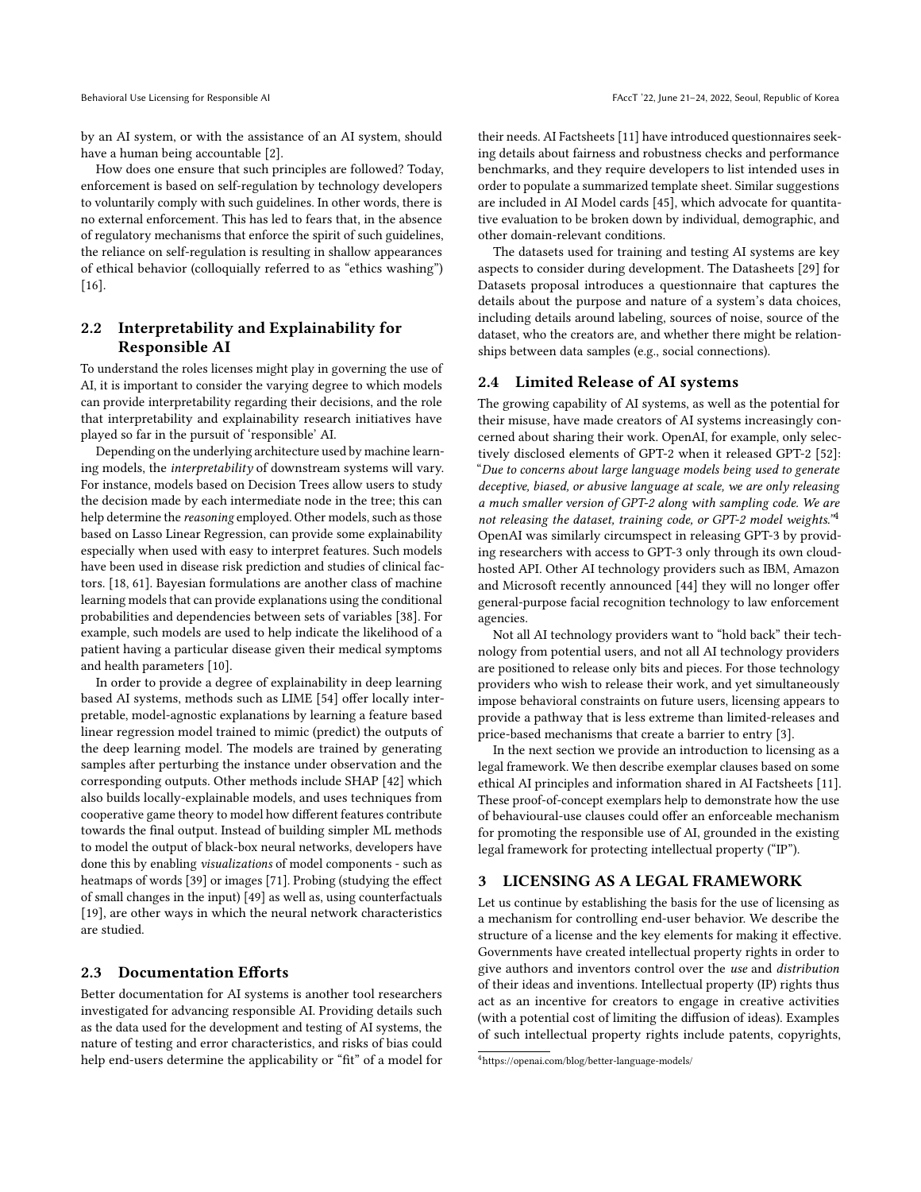by an AI system, or with the assistance of an AI system, should have a human being accountable [2].

How does one ensure that such principles are followed? Today, enforcement is based on self-regulation by technology developers to voluntarily comply with such guidelines. In other words, there is no external enforcement. This has led to fears that, in the absence of regulatory mechanisms that enforce the spirit of such guidelines, the reliance on self-regulation is resulting in shallow appearances of ethical behavior (colloquially referred to as "ethics washing") [16].

## 2.2 Interpretability and Explainability for Responsible AI

To understand the roles licenses might play in governing the use of AI, it is important to consider the varying degree to which models can provide interpretability regarding their decisions, and the role that interpretability and explainability research initiatives have played so far in the pursuit of 'responsible' AI.

Depending on the underlying architecture used by machine learning models, the *interpretability* of downstream systems will vary. For instance, models based on Decision Trees allow users to study the decision made by each intermediate node in the tree; this can help determine the *reasoning* employed. Other models, such as those based on Lasso Linear Regression, can provide some explainability especially when used with easy to interpret features. Such models have been used in disease risk prediction and studies of clinical factors. [18, 61]. Bayesian formulations are another class of machine learning models that can provide explanations using the conditional probabilities and dependencies between sets of variables [38]. For example, such models are used to help indicate the likelihood of a patient having a particular disease given their medical symptoms and health parameters [10].

In order to provide a degree of explainability in deep learning based AI systems, methods such as LIME [54] offer locally interpretable, model-agnostic explanations by learning a feature based linear regression model trained to mimic (predict) the outputs of the deep learning model. The models are trained by generating samples after perturbing the instance under observation and the corresponding outputs. Other methods include SHAP [42] which also builds locally-explainable models, and uses techniques from cooperative game theory to model how different features contribute towards the final output. Instead of building simpler ML methods to model the output of black-box neural networks, developers have done this by enabling *visualizations* of model components - such as heatmaps of words [39] or images [71]. Probing (studying the effect of small changes in the input) [49] as well as, using counterfactuals [19], are other ways in which the neural network characteristics are studied.

## 2.3 Documentation Efforts

Better documentation for AI systems is another tool researchers investigated for advancing responsible AI. Providing details such as the data used for the development and testing of AI systems, the nature of testing and error characteristics, and risks of bias could help end-users determine the applicability or "fit" of a model for their needs. AI Factsheets [11] have introduced questionnaires seeking details about fairness and robustness checks and performance benchmarks, and they require developers to list intended uses in order to populate a summarized template sheet. Similar suggestions are included in AI Model cards [45], which advocate for quantitative evaluation to be broken down by individual, demographic, and other domain-relevant conditions.

The datasets used for training and testing AI systems are key aspects to consider during development. The Datasheets [29] for Datasets proposal introduces a questionnaire that captures the details about the purpose and nature of a system's data choices, including details around labeling, sources of noise, source of the dataset, who the creators are, and whether there might be relationships between data samples (e.g., social connections).

## 2.4 Limited Release of AI systems

The growing capability of AI systems, as well as the potential for their misuse, have made creators of AI systems increasingly concerned about sharing their work. OpenAI, for example, only selectively disclosed elements of GPT-2 when it released GPT-2 [52]: "*Due to concerns about large language models being used to generate deceptive, biased, or abusive language at scale, we are only releasing a much smaller version of GPT-2 along with sampling code. We are not releasing the dataset, training code, or GPT-2 model weights.*"[4] OpenAI was similarly circumspect in releasing GPT-3 by providing researchers with access to GPT-3 only through its own cloud-hosted API. Other AI technology providers such as IBM, Amazon and Microsoft recently announced [44] they will no longer offer general-purpose facial recognition technology to law enforcement agencies.

Not all AI technology providers want to "hold back" their technology from potential users, and not all AI technology providers are positioned to release only bits and pieces. For those technology providers who wish to release their work, and yet simultaneously impose behavioral constraints on future users, licensing appears to provide a pathway that is less extreme than limited-releases and price-based mechanisms that create a barrier to entry [3].

In the next section we provide an introduction to licensing as a legal framework. We then describe exemplar clauses based on some ethical AI principles and information shared in AI Factsheets [11]. These proof-of-concept exemplars help to demonstrate how the use of behavioural-use clauses could offer an enforceable mechanism for promoting the responsible use of AI, grounded in the existing legal framework for protecting intellectual property ("IP").

# 3 LICENSING AS A LEGAL FRAMEWORK

Let us continue by establishing the basis for the use of licensing as a mechanism for controlling end-user behavior. We describe the structure of a license and the key elements for making it effective. Governments have created intellectual property rights in order to give authors and inventors control over the *use* and *distribution* of their ideas and inventions. Intellectual property (IP) rights thus act as an incentive for creators to engage in creative activities (with a potential cost of limiting the diffusion of ideas). Examples of such intellectual property rights include patents, copyrights,

[4] https://openai.com/blog/better-language-models/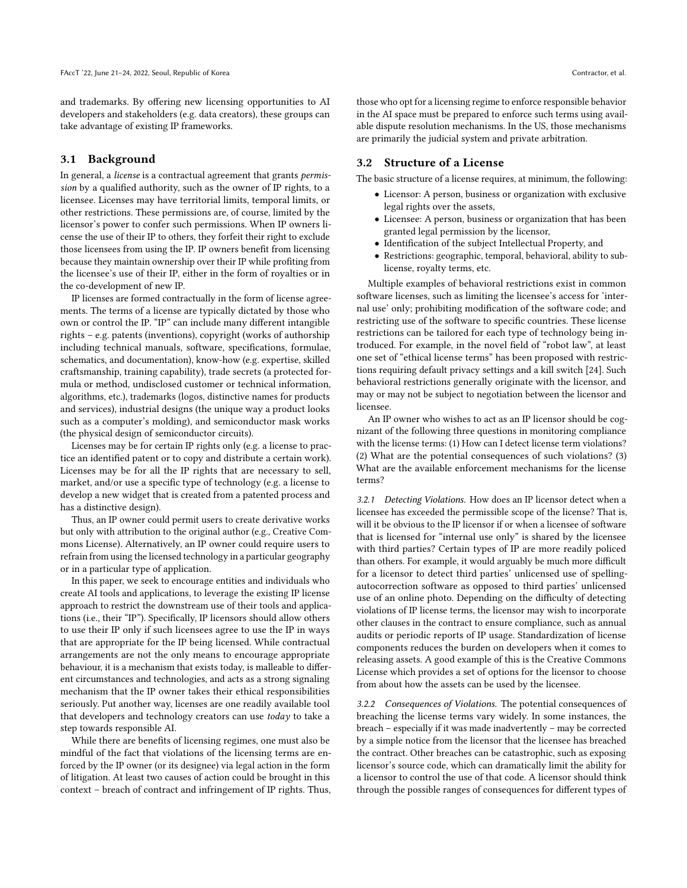and trademarks. By offering new licensing opportunities to AI developers and stakeholders (e.g. data creators), these groups can take advantage of existing IP frameworks.

## 3.1 Background

In general, a *license* is a contractual agreement that grants *permission* by a qualified authority, such as the owner of IP rights, to a licensee. Licenses may have territorial limits, temporal limits, or other restrictions. These permissions are, of course, limited by the licensor's power to confer such permissions. When IP owners license the use of their IP to others, they forfeit their right to exclude those licensees from using the IP. IP owners benefit from licensing because they maintain ownership over their IP while profiting from the licensee's use of their IP, either in the form of royalties or in the co-development of new IP.

IP licenses are formed contractually in the form of license agreements. The terms of a license are typically dictated by those who own or control the IP. "IP" can include many different intangible rights – e.g. patents (inventions), copyright (works of authorship including technical manuals, software, specifications, formulae, schematics, and documentation), know-how (e.g. expertise, skilled craftsmanship, training capability), trade secrets (a protected formula or method, undisclosed customer or technical information, algorithms, etc.), trademarks (logos, distinctive names for products and services), industrial designs (the unique way a product looks such as a computer's molding), and semiconductor mask works (the physical design of semiconductor circuits).

Licenses may be for certain IP rights only (e.g. a license to practice an identified patent or to copy and distribute a certain work). Licenses may be for all the IP rights that are necessary to sell, market, and/or use a specific type of technology (e.g. a license to develop a new widget that is created from a patented process and has a distinctive design).

Thus, an IP owner could permit users to create derivative works but only with attribution to the original author (e.g., Creative Commons License). Alternatively, an IP owner could require users to refrain from using the licensed technology in a particular geography or in a particular type of application.

In this paper, we seek to encourage entities and individuals who create AI tools and applications, to leverage the existing IP license approach to restrict the downstream use of their tools and applications (i.e., their "IP"). Specifically, IP licensors should allow others to use their IP only if such licensees agree to use the IP in ways that are appropriate for the IP being licensed. While contractual arrangements are not the only means to encourage appropriate behaviour, it is a mechanism that exists today, is malleable to different circumstances and technologies, and acts as a strong signaling mechanism that the IP owner takes their ethical responsibilities seriously. Put another way, licenses are one readily available tool that developers and technology creators can use *today* to take a step towards responsible AI.

While there are benefits of licensing regimes, one must also be mindful of the fact that violations of the licensing terms are enforced by the IP owner (or its designee) via legal action in the form of litigation. At least two causes of action could be brought in this context – breach of contract and infringement of IP rights. Thus, those who opt for a licensing regime to enforce responsible behavior in the AI space must be prepared to enforce such terms using available dispute resolution mechanisms. In the US, those mechanisms are primarily the judicial system and private arbitration.

## 3.2 Structure of a License

The basic structure of a license requires, at minimum, the following:

- Licensor: A person, business or organization with exclusive legal rights over the assets,
- Licensee: A person, business or organization that has been granted legal permission by the licensor,
- Identification of the subject Intellectual Property, and
- Restrictions: geographic, temporal, behavioral, ability to sub-license, royalty terms, etc.

Multiple examples of behavioral restrictions exist in common software licenses, such as limiting the licensee's access for 'internal use' only; prohibiting modification of the software code; and restricting use of the software to specific countries. These license restrictions can be tailored for each type of technology being introduced. For example, in the novel field of "robot law", at least one set of "ethical license terms" has been proposed with restrictions requiring default privacy settings and a kill switch [24]. Such behavioral restrictions generally originate with the licensor, and may or may not be subject to negotiation between the licensor and licensee.

An IP owner who wishes to act as an IP licensor should be cognizant of the following three questions in monitoring compliance with the license terms: (1) How can I detect license term violations? (2) What are the potential consequences of such violations? (3) What are the available enforcement mechanisms for the license terms?

### 3.2.1 Detecting Violations.

How does an IP licensor detect when a licensee has exceeded the permissible scope of the license? That is, will it be obvious to the IP licensor if or when a licensee of software that is licensed for "internal use only" is shared by the licensee with third parties? Certain types of IP are more readily policed than others. For example, it would arguably be much more difficult for a licensor to detect third parties' unlicensed use of spelling-autocorrection software as opposed to third parties' unlicensed use of an online photo. Depending on the difficulty of detecting violations of IP license terms, the licensor may wish to incorporate other clauses in the contract to ensure compliance, such as annual audits or periodic reports of IP usage. Standardization of license components reduces the burden on developers when it comes to releasing assets. A good example of this is the Creative Commons License which provides a set of options for the licensor to choose from about how the assets can be used by the licensee.

### 3.2.2 Consequences of Violations.

The potential consequences of breaching the license terms vary widely. In some instances, the breach – especially if it was made inadvertently – may be corrected by a simple notice from the licensor that the licensee has breached the contract. Other breaches can be catastrophic, such as exposing licensor's source code, which can dramatically limit the ability for a licensor to control the use of that code. A licensor should think through the possible ranges of consequences for different types of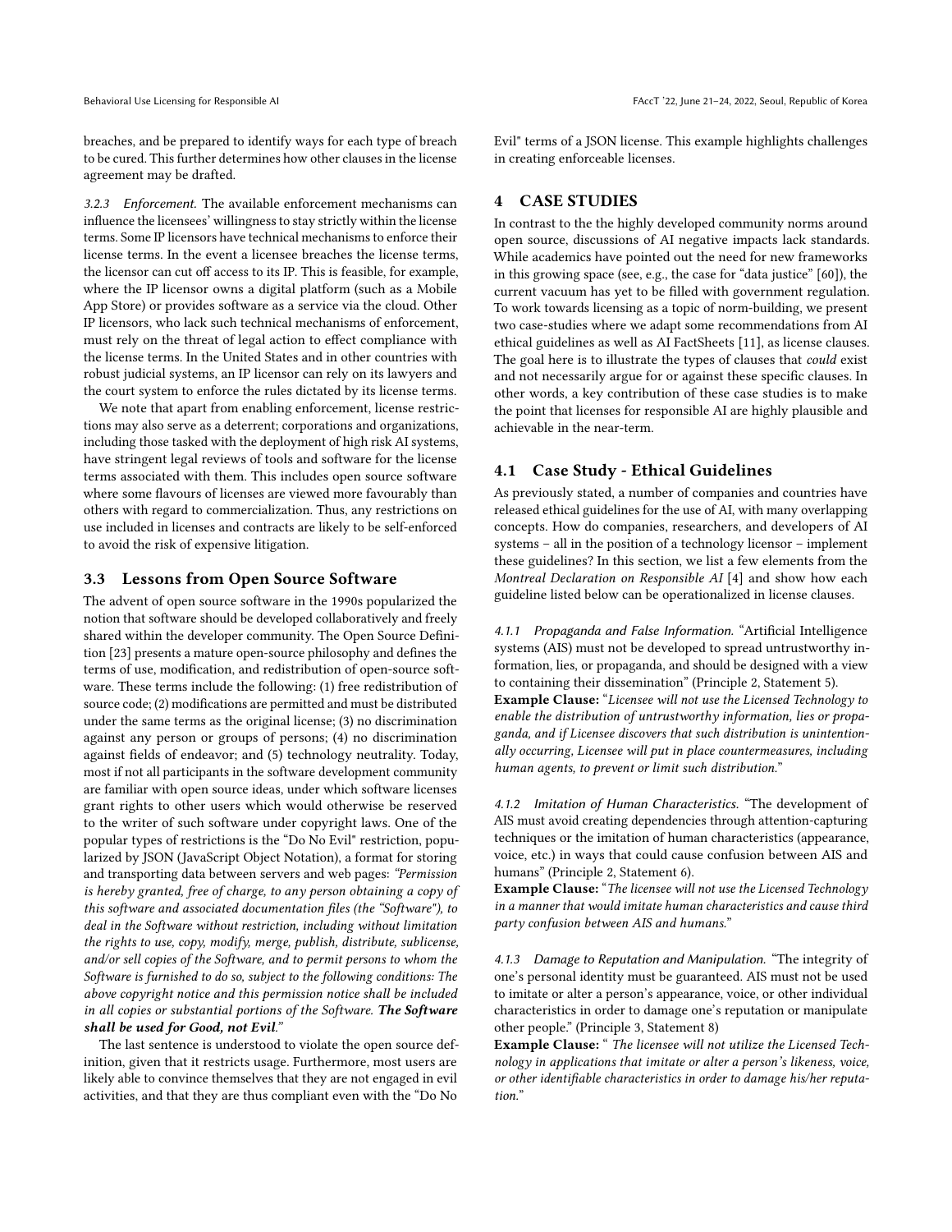breaches, and be prepared to identify ways for each type of breach to be cured. This further determines how other clauses in the license agreement may be drafted.

*3.2.3 Enforcement.* The available enforcement mechanisms can influence the licensees' willingness to stay strictly within the license terms. Some IP licensors have technical mechanisms to enforce their license terms. In the event a licensee breaches the license terms, the licensor can cut off access to its IP. This is feasible, for example, where the IP licensor owns a digital platform (such as a Mobile App Store) or provides software as a service via the cloud. Other IP licensors, who lack such technical mechanisms of enforcement, must rely on the threat of legal action to effect compliance with the license terms. In the United States and in other countries with robust judicial systems, an IP licensor can rely on its lawyers and the court system to enforce the rules dictated by its license terms.

We note that apart from enabling enforcement, license restrictions may also serve as a deterrent; corporations and organizations, including those tasked with the deployment of high risk AI systems, have stringent legal reviews of tools and software for the license terms associated with them. This includes open source software where some flavours of licenses are viewed more favourably than others with regard to commercialization. Thus, any restrictions on use included in licenses and contracts are likely to be self-enforced to avoid the risk of expensive litigation.

## 3.3 Lessons from Open Source Software

The advent of open source software in the 1990s popularized the notion that software should be developed collaboratively and freely shared within the developer community. The Open Source Definition [23] presents a mature open-source philosophy and defines the terms of use, modification, and redistribution of open-source software. These terms include the following: (1) free redistribution of source code; (2) modifications are permitted and must be distributed under the same terms as the original license; (3) no discrimination against any person or groups of persons; (4) no discrimination against fields of endeavor; and (5) technology neutrality. Today, most if not all participants in the software development community are familiar with open source ideas, under which software licenses grant rights to other users which would otherwise be reserved to the writer of such software under copyright laws. One of the popular types of restrictions is the "Do No Evil" restriction, popularized by JSON (JavaScript Object Notation), a format for storing and transporting data between servers and web pages: *"Permission is hereby granted, free of charge, to any person obtaining a copy of this software and associated documentation files (the "Software"), to deal in the Software without restriction, including without limitation the rights to use, copy, modify, merge, publish, distribute, sublicense, and/or sell copies of the Software, and to permit persons to whom the Software is furnished to do so, subject to the following conditions: The above copyright notice and this permission notice shall be included in all copies or substantial portions of the Software.* ***The Software shall be used for Good, not Evil.****"*

The last sentence is understood to violate the open source definition, given that it restricts usage. Furthermore, most users are likely able to convince themselves that they are not engaged in evil activities, and that they are thus compliant even with the "Do No Evil" terms of a JSON license. This example highlights challenges in creating enforceable licenses.

# 4 CASE STUDIES

In contrast to the the highly developed community norms around open source, discussions of AI negative impacts lack standards. While academics have pointed out the need for new frameworks in this growing space (see, e.g., the case for "data justice" [60]), the current vacuum has yet to be filled with government regulation. To work towards licensing as a topic of norm-building, we present two case-studies where we adapt some recommendations from AI ethical guidelines as well as AI FactSheets [11], as license clauses. The goal here is to illustrate the types of clauses that *could* exist and not necessarily argue for or against these specific clauses. In other words, a key contribution of these case studies is to make the point that licenses for responsible AI are highly plausible and achievable in the near-term.

## 4.1 Case Study - Ethical Guidelines

As previously stated, a number of companies and countries have released ethical guidelines for the use of AI, with many overlapping concepts. How do companies, researchers, and developers of AI systems – all in the position of a technology licensor – implement these guidelines? In this section, we list a few elements from the *Montreal Declaration on Responsible AI* [4] and show how each guideline listed below can be operationalized in license clauses.

*4.1.1 Propaganda and False Information.* "Artificial Intelligence systems (AIS) must not be developed to spread untrustworthy information, lies, or propaganda, and should be designed with a view to containing their dissemination" (Principle 2, Statement 5).

**Example Clause:** "*Licensee will not use the Licensed Technology to enable the distribution of untrustworthy information, lies or propaganda, and if Licensee discovers that such distribution is unintentionally occurring, Licensee will put in place countermeasures, including human agents, to prevent or limit such distribution.*"

*4.1.2 Imitation of Human Characteristics.* "The development of AIS must avoid creating dependencies through attention-capturing techniques or the imitation of human characteristics (appearance, voice, etc.) in ways that could cause confusion between AIS and humans" (Principle 2, Statement 6).

**Example Clause:** "*The licensee will not use the Licensed Technology in a manner that would imitate human characteristics and cause third party confusion between AIS and humans.*"

*4.1.3 Damage to Reputation and Manipulation.* "The integrity of one's personal identity must be guaranteed. AIS must not be used to imitate or alter a person's appearance, voice, or other individual characteristics in order to damage one's reputation or manipulate other people." (Principle 3, Statement 8)

**Example Clause:** " *The licensee will not utilize the Licensed Technology in applications that imitate or alter a person's likeness, voice, or other identifiable characteristics in order to damage his/her reputation.*"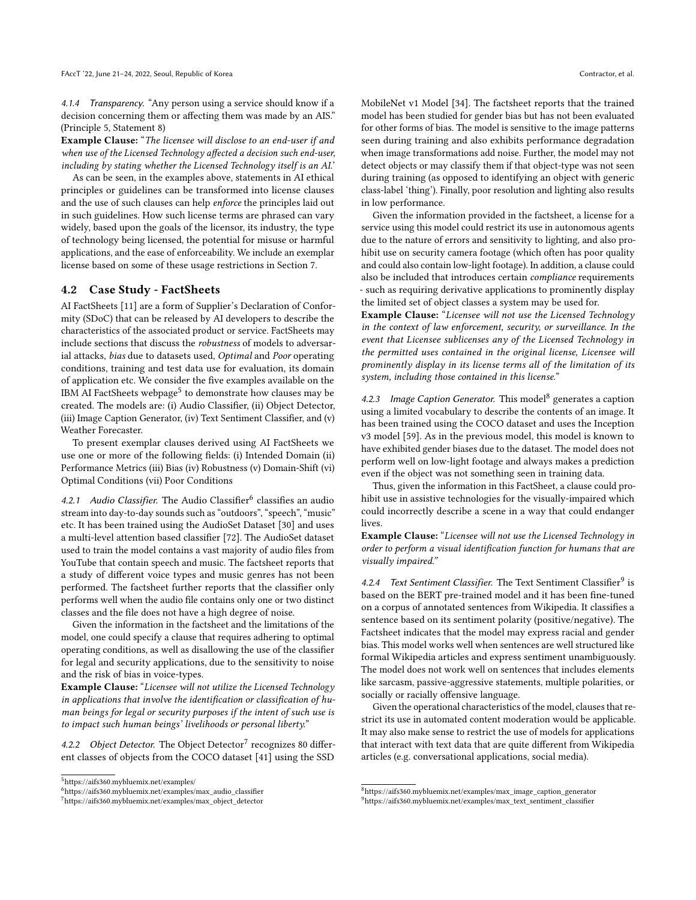#### 4.1.4 Transparency.

"Any person using a service should know if a decision concerning them or affecting them was made by an AIS." (Principle 5, Statement 8)

**Example Clause:** "*The licensee will disclose to an end-user if and when use of the Licensed Technology affected a decision such end-user, including by stating whether the Licensed Technology itself is an AI.*'

As can be seen, in the examples above, statements in AI ethical principles or guidelines can be transformed into license clauses and the use of such clauses can help *enforce* the principles laid out in such guidelines. How such license terms are phrased can vary widely, based upon the goals of the licensor, its industry, the type of technology being licensed, the potential for misuse or harmful applications, and the ease of enforceability. We include an exemplar license based on some of these usage restrictions in Section 7.

## 4.2 Case Study - FactSheets

AI FactSheets [11] are a form of Supplier's Declaration of Conformity (SDoC) that can be released by AI developers to describe the characteristics of the associated product or service. FactSheets may include sections that discuss the *robustness* of models to adversarial attacks, *bias* due to datasets used, *Optimal* and *Poor* operating conditions, training and test data use for evaluation, its domain of application etc. We consider the five examples available on the IBM AI FactSheets webpage[5] to demonstrate how clauses may be created. The models are: (i) Audio Classifier, (ii) Object Detector, (iii) Image Caption Generator, (iv) Text Sentiment Classifier, and (v) Weather Forecaster.

To present exemplar clauses derived using AI FactSheets we use one or more of the following fields: (i) Intended Domain (ii) Performance Metrics (iii) Bias (iv) Robustness (v) Domain-Shift (vi) Optimal Conditions (vii) Poor Conditions

#### 4.2.1 Audio Classifier.

The Audio Classifier[6] classifies an audio stream into day-to-day sounds such as "outdoors", "speech", "music" etc. It has been trained using the AudioSet Dataset [30] and uses a multi-level attention based classifier [72]. The AudioSet dataset used to train the model contains a vast majority of audio files from YouTube that contain speech and music. The factsheet reports that a study of different voice types and music genres has not been performed. The factsheet further reports that the classifier only performs well when the audio file contains only one or two distinct classes and the file does not have a high degree of noise.

Given the information in the factsheet and the limitations of the model, one could specify a clause that requires adhering to optimal operating conditions, as well as disallowing the use of the classifier for legal and security applications, due to the sensitivity to noise and the risk of bias in voice-types.

**Example Clause:** "*Licensee will not utilize the Licensed Technology in applications that involve the identification or classification of human beings for legal or security purposes if the intent of such use is to impact such human beings' livelihoods or personal liberty.*"

#### 4.2.2 Object Detector.

The Object Detector[7] recognizes 80 different classes of objects from the COCO dataset [41] using the SSD MobileNet v1 Model [34]. The factsheet reports that the trained model has been studied for gender bias but has not been evaluated for other forms of bias. The model is sensitive to the image patterns seen during training and also exhibits performance degradation when image transformations add noise. Further, the model may not detect objects or may classify them if that object-type was not seen during training (as opposed to identifying an object with generic class-label 'thing'). Finally, poor resolution and lighting also results in low performance.

Given the information provided in the factsheet, a license for a service using this model could restrict its use in autonomous agents due to the nature of errors and sensitivity to lighting, and also prohibit use on security camera footage (which often has poor quality and could also contain low-light footage). In addition, a clause could also be included that introduces certain *compliance* requirements - such as requiring derivative applications to prominently display the limited set of object classes a system may be used for.

**Example Clause:** "*Licensee will not use the Licensed Technology in the context of law enforcement, security, or surveillance. In the event that Licensee sublicenses any of the Licensed Technology in the permitted uses contained in the original license, Licensee will prominently display in its license terms all of the limitation of its system, including those contained in this license.*"

#### 4.2.3 Image Caption Generator.

This model[8] generates a caption using a limited vocabulary to describe the contents of an image. It has been trained using the COCO dataset and uses the Inception v3 model [59]. As in the previous model, this model is known to have exhibited gender biases due to the dataset. The model does not perform well on low-light footage and always makes a prediction even if the object was not something seen in training data.

Thus, given the information in this FactSheet, a clause could prohibit use in assistive technologies for the visually-impaired which could incorrectly describe a scene in a way that could endanger lives.

**Example Clause:** "*Licensee will not use the Licensed Technology in order to perform a visual identification function for humans that are visually impaired.*"

#### 4.2.4 Text Sentiment Classifier.

The Text Sentiment Classifier[9] is based on the BERT pre-trained model and it has been fine-tuned on a corpus of annotated sentences from Wikipedia. It classifies a sentence based on its sentiment polarity (positive/negative). The Factsheet indicates that the model may express racial and gender bias. This model works well when sentences are well structured like formal Wikipedia articles and express sentiment unambiguously. The model does not work well on sentences that includes elements like sarcasm, passive-aggressive statements, multiple polarities, or socially or racially offensive language.

Given the operational characteristics of the model, clauses that restrict its use in automated content moderation would be applicable. It may also make sense to restrict the use of models for applications that interact with text data that are quite different from Wikipedia articles (e.g. conversational applications, social media).

---

[5] https://aifs360.mybluemix.net/examples/

[6] https://aifs360.mybluemix.net/examples/max_audio_classifier

[7] https://aifs360.mybluemix.net/examples/max_object_detector

[8] https://aifs360.mybluemix.net/examples/max_image_caption_generator

[9] https://aifs360.mybluemix.net/examples/max_text_sentiment_classifier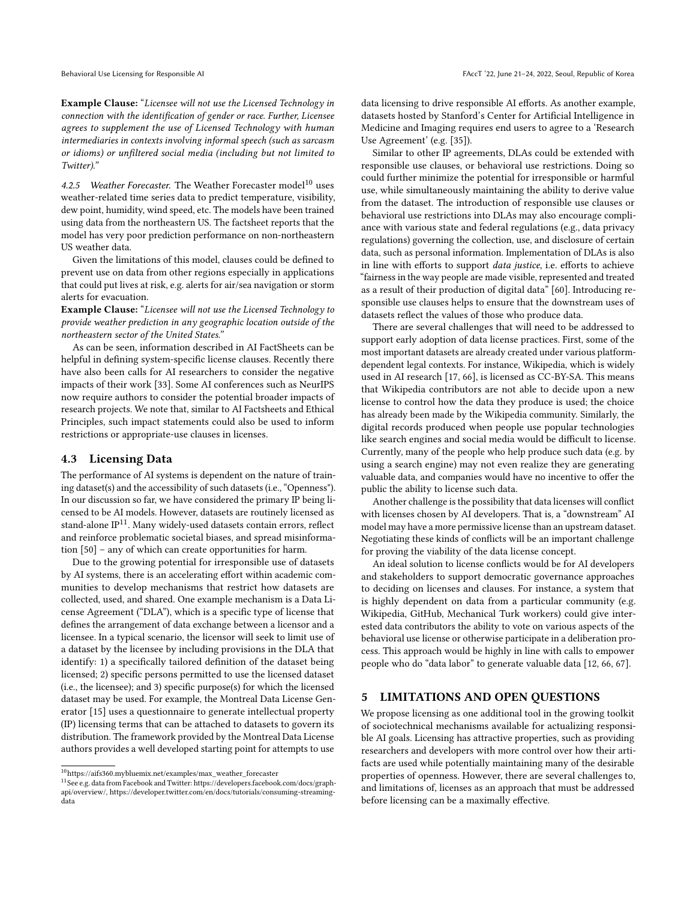**Example Clause:** "*Licensee will not use the Licensed Technology in connection with the identification of gender or race. Further, Licensee agrees to supplement the use of Licensed Technology with human intermediaries in contexts involving informal speech (such as sarcasm or idioms) or unfiltered social media (including but not limited to Twitter).*"

#### 4.2.5 Weather Forecaster.

The Weather Forecaster model[10] uses weather-related time series data to predict temperature, visibility, dew point, humidity, wind speed, etc. The models have been trained using data from the northeastern US. The factsheet reports that the model has very poor prediction performance on non-northeastern US weather data.

Given the limitations of this model, clauses could be defined to prevent use on data from other regions especially in applications that could put lives at risk, e.g. alerts for air/sea navigation or storm alerts for evacuation.

**Example Clause:** "*Licensee will not use the Licensed Technology to provide weather prediction in any geographic location outside of the northeastern sector of the United States.*"

As can be seen, information described in AI FactSheets can be helpful in defining system-specific license clauses. Recently there have also been calls for AI researchers to consider the negative impacts of their work [33]. Some AI conferences such as NeurIPS now require authors to consider the potential broader impacts of research projects. We note that, similar to AI Factsheets and Ethical Principles, such impact statements could also be used to inform restrictions or appropriate-use clauses in licenses.

### 4.3 Licensing Data

The performance of AI systems is dependent on the nature of training dataset(s) and the accessibility of such datasets (i.e., "Openness"). In our discussion so far, we have considered the primary IP being licensed to be AI models. However, datasets are routinely licensed as stand-alone IP[11]. Many widely-used datasets contain errors, reflect and reinforce problematic societal biases, and spread misinformation [50] – any of which can create opportunities for harm.

Due to the growing potential for irresponsible use of datasets by AI systems, there is an accelerating effort within academic communities to develop mechanisms that restrict how datasets are collected, used, and shared. One example mechanism is a Data License Agreement ("DLA"), which is a specific type of license that defines the arrangement of data exchange between a licensor and a licensee. In a typical scenario, the licensor will seek to limit use of a dataset by the licensee by including provisions in the DLA that identify: 1) a specifically tailored definition of the dataset being licensed; 2) specific persons permitted to use the licensed dataset (i.e., the licensee); and 3) specific purpose(s) for which the licensed dataset may be used. For example, the Montreal Data License Generator [15] uses a questionnaire to generate intellectual property (IP) licensing terms that can be attached to datasets to govern its distribution. The framework provided by the Montreal Data License authors provides a well developed starting point for attempts to use data licensing to drive responsible AI efforts. As another example, datasets hosted by Stanford's Center for Artificial Intelligence in Medicine and Imaging requires end users to agree to a 'Research Use Agreement' (e.g. [35]).

Similar to other IP agreements, DLAs could be extended with responsible use clauses, or behavioral use restrictions. Doing so could further minimize the potential for irresponsible or harmful use, while simultaneously maintaining the ability to derive value from the dataset. The introduction of responsible use clauses or behavioral use restrictions into DLAs may also encourage compliance with various state and federal regulations (e.g., data privacy regulations) governing the collection, use, and disclosure of certain data, such as personal information. Implementation of DLAs is also in line with efforts to support *data justice*, i.e. efforts to achieve "fairness in the way people are made visible, represented and treated as a result of their production of digital data" [60]. Introducing responsible use clauses helps to ensure that the downstream uses of datasets reflect the values of those who produce data.

There are several challenges that will need to be addressed to support early adoption of data license practices. First, some of the most important datasets are already created under various platform-dependent legal contexts. For instance, Wikipedia, which is widely used in AI research [17, 66], is licensed as CC-BY-SA. This means that Wikipedia contributors are not able to decide upon a new license to control how the data they produce is used; the choice has already been made by the Wikipedia community. Similarly, the digital records produced when people use popular technologies like search engines and social media would be difficult to license. Currently, many of the people who help produce such data (e.g. by using a search engine) may not even realize they are generating valuable data, and companies would have no incentive to offer the public the ability to license such data.

Another challenge is the possibility that data licenses will conflict with licenses chosen by AI developers. That is, a "downstream" AI model may have a more permissive license than an upstream dataset. Negotiating these kinds of conflicts will be an important challenge for proving the viability of the data license concept.

An ideal solution to license conflicts would be for AI developers and stakeholders to support democratic governance approaches to deciding on licenses and clauses. For instance, a system that is highly dependent on data from a particular community (e.g. Wikipedia, GitHub, Mechanical Turk workers) could give interested data contributors the ability to vote on various aspects of the behavioral use license or otherwise participate in a deliberation process. This approach would be highly in line with calls to empower people who do "data labor" to generate valuable data [12, 66, 67].

## 5 LIMITATIONS AND OPEN QUESTIONS

We propose licensing as one additional tool in the growing toolkit of sociotechnical mechanisms available for actualizing responsible AI goals. Licensing has attractive properties, such as providing researchers and developers with more control over how their artifacts are used while potentially maintaining many of the desirable properties of openness. However, there are several challenges to, and limitations of, licenses as an approach that must be addressed before licensing can be a maximally effective.

---

[10] https://aifs360.mybluemix.net/examples/max_weather_forecaster

[11] See e.g. data from Facebook and Twitter: https://developers.facebook.com/docs/graph-api/overview/, https://developer.twitter.com/en/docs/tutorials/consuming-streaming-data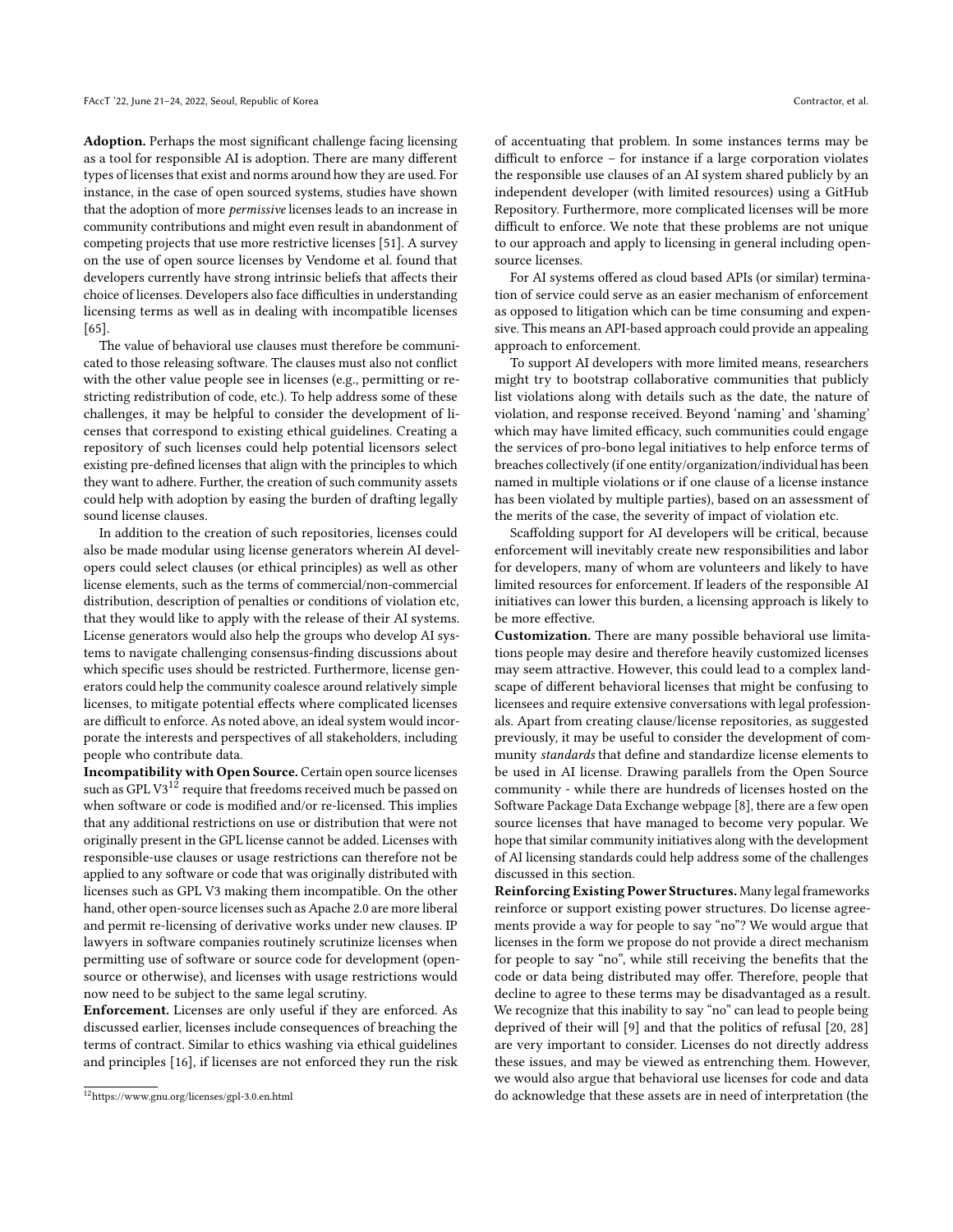**Adoption.** Perhaps the most significant challenge facing licensing as a tool for responsible AI is adoption. There are many different types of licenses that exist and norms around how they are used. For instance, in the case of open sourced systems, studies have shown that the adoption of more *permissive* licenses leads to an increase in community contributions and might even result in abandonment of competing projects that use more restrictive licenses [51]. A survey on the use of open source licenses by Vendome et al. found that developers currently have strong intrinsic beliefs that affects their choice of licenses. Developers also face difficulties in understanding licensing terms as well as in dealing with incompatible licenses [65].

The value of behavioral use clauses must therefore be communicated to those releasing software. The clauses must also not conflict with the other value people see in licenses (e.g., permitting or restricting redistribution of code, etc.). To help address some of these challenges, it may be helpful to consider the development of licenses that correspond to existing ethical guidelines. Creating a repository of such licenses could help potential licensors select existing pre-defined licenses that align with the principles to which they want to adhere. Further, the creation of such community assets could help with adoption by easing the burden of drafting legally sound license clauses.

In addition to the creation of such repositories, licenses could also be made modular using license generators wherein AI developers could select clauses (or ethical principles) as well as other license elements, such as the terms of commercial/non-commercial distribution, description of penalties or conditions of violation etc, that they would like to apply with the release of their AI systems. License generators would also help the groups who develop AI systems to navigate challenging consensus-finding discussions about which specific uses should be restricted. Furthermore, license generators could help the community coalesce around relatively simple licenses, to mitigate potential effects where complicated licenses are difficult to enforce. As noted above, an ideal system would incorporate the interests and perspectives of all stakeholders, including people who contribute data.

**Incompatibility with Open Source.** Certain open source licenses such as GPL V3[12] require that freedoms received much be passed on when software or code is modified and/or re-licensed. This implies that any additional restrictions on use or distribution that were not originally present in the GPL license cannot be added. Licenses with responsible-use clauses or usage restrictions can therefore not be applied to any software or code that was originally distributed with licenses such as GPL V3 making them incompatible. On the other hand, other open-source licenses such as Apache 2.0 are more liberal and permit re-licensing of derivative works under new clauses. IP lawyers in software companies routinely scrutinize licenses when permitting use of software or source code for development (open-source or otherwise), and licenses with usage restrictions would now need to be subject to the same legal scrutiny.

**Enforcement.** Licenses are only useful if they are enforced. As discussed earlier, licenses include consequences of breaching the terms of contract. Similar to ethics washing via ethical guidelines and principles [16], if licenses are not enforced they run the risk of accentuating that problem. In some instances terms may be difficult to enforce – for instance if a large corporation violates the responsible use clauses of an AI system shared publicly by an independent developer (with limited resources) using a GitHub Repository. Furthermore, more complicated licenses will be more difficult to enforce. We note that these problems are not unique to our approach and apply to licensing in general including open-source licenses.

For AI systems offered as cloud based APIs (or similar) termination of service could serve as an easier mechanism of enforcement as opposed to litigation which can be time consuming and expensive. This means an API-based approach could provide an appealing approach to enforcement.

To support AI developers with more limited means, researchers might try to bootstrap collaborative communities that publicly list violations along with details such as the date, the nature of violation, and response received. Beyond 'naming' and 'shaming' which may have limited efficacy, such communities could engage the services of pro-bono legal initiatives to help enforce terms of breaches collectively (if one entity/organization/individual has been named in multiple violations or if one clause of a license instance has been violated by multiple parties), based on an assessment of the merits of the case, the severity of impact of violation etc.

Scaffolding support for AI developers will be critical, because enforcement will inevitably create new responsibilities and labor for developers, many of whom are volunteers and likely to have limited resources for enforcement. If leaders of the responsible AI initiatives can lower this burden, a licensing approach is likely to be more effective.

**Customization.** There are many possible behavioral use limitations people may desire and therefore heavily customized licenses may seem attractive. However, this could lead to a complex landscape of different behavioral licenses that might be confusing to licensees and require extensive conversations with legal professionals. Apart from creating clause/license repositories, as suggested previously, it may be useful to consider the development of community *standards* that define and standardize license elements to be used in AI license. Drawing parallels from the Open Source community - while there are hundreds of licenses hosted on the Software Package Data Exchange webpage [8], there are a few open source licenses that have managed to become very popular. We hope that similar community initiatives along with the development of AI licensing standards could help address some of the challenges discussed in this section.

**Reinforcing Existing Power Structures.** Many legal frameworks reinforce or support existing power structures. Do license agreements provide a way for people to say "no"? We would argue that licenses in the form we propose do not provide a direct mechanism for people to say "no", while still receiving the benefits that the code or data being distributed may offer. Therefore, people that decline to agree to these terms may be disadvantaged as a result. We recognize that this inability to say "no" can lead to people being deprived of their will [9] and that the politics of refusal [20, 28] are very important to consider. Licenses do not directly address these issues, and may be viewed as entrenching them. However, we would also argue that behavioral use licenses for code and data do acknowledge that these assets are in need of interpretation (the

[12] https://www.gnu.org/licenses/gpl-3.0.en.html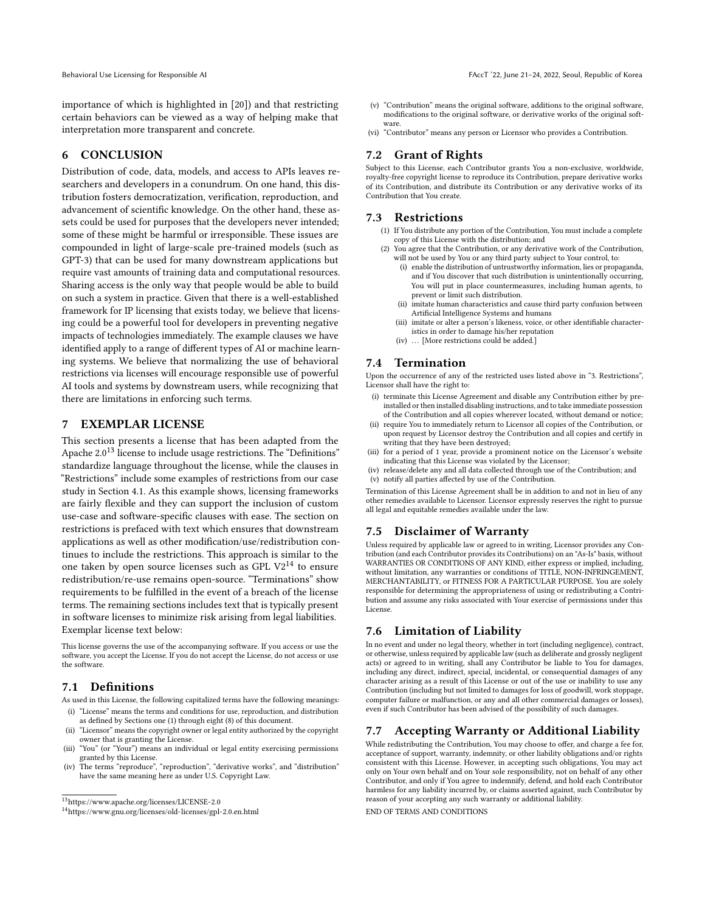importance of which is highlighted in [20]) and that restricting certain behaviors can be viewed as a way of helping make that interpretation more transparent and concrete.

## 6 CONCLUSION

Distribution of code, data, models, and access to APIs leaves researchers and developers in a conundrum. On one hand, this distribution fosters democratization, verification, reproduction, and advancement of scientific knowledge. On the other hand, these assets could be used for purposes that the developers never intended; some of these might be harmful or irresponsible. These issues are compounded in light of large-scale pre-trained models (such as GPT-3) that can be used for many downstream applications but require vast amounts of training data and computational resources. Sharing access is the only way that people would be able to build on such a system in practice. Given that there is a well-established framework for IP licensing that exists today, we believe that licensing could be a powerful tool for developers in preventing negative impacts of technologies immediately. The example clauses we have identified apply to a range of different types of AI or machine learning systems. We believe that normalizing the use of behavioral restrictions via licenses will encourage responsible use of powerful AI tools and systems by downstream users, while recognizing that there are limitations in enforcing such terms.

## 7 EXEMPLAR LICENSE

This section presents a license that has been adapted from the Apache 2.0[13] license to include usage restrictions. The "Definitions" standardize language throughout the license, while the clauses in "Restrictions" include some examples of restrictions from our case study in Section 4.1. As this example shows, licensing frameworks are fairly flexible and they can support the inclusion of custom use-case and software-specific clauses with ease. The section on restrictions is prefaced with text which ensures that downstream applications as well as other modification/use/redistribution continues to include the restrictions. This approach is similar to the one taken by open source licenses such as GPL V2[14] to ensure redistribution/re-use remains open-source. "Terminations" show requirements to be fulfilled in the event of a breach of the license terms. The remaining sections includes text that is typically present in software licenses to minimize risk arising from legal liabilities. Exemplar license text below:

This license governs the use of the accompanying software. If you access or use the software, you accept the License. If you do not accept the License, do not access or use the software.

### 7.1 Definitions

As used in this License, the following capitalized terms have the following meanings:

- (i) "License" means the terms and conditions for use, reproduction, and distribution as defined by Sections one (1) through eight (8) of this document.
- (ii) "Licensor" means the copyright owner or legal entity authorized by the copyright owner that is granting the License.
- (iii) "You" (or "Your") means an individual or legal entity exercising permissions granted by this License.
- (iv) The terms "reproduce", "reproduction", "derivative works", and "distribution" have the same meaning here as under U.S. Copyright Law.
- (v) "Contribution" means the original software, additions to the original software, modifications to the original software, or derivative works of the original software.
- (vi) "Contributor" means any person or Licensor who provides a Contribution.

### 7.2 Grant of Rights

Subject to this License, each Contributor grants You a non-exclusive, worldwide, royalty-free copyright license to reproduce its Contribution, prepare derivative works of its Contribution, and distribute its Contribution or any derivative works of its Contribution that You create.

### 7.3 Restrictions

1. If You distribute any portion of the Contribution, You must include a complete copy of this License with the distribution; and
2. You agree that the Contribution, or any derivative work of the Contribution, will not be used by You or any third party subject to Your control, to:
   - (i) enable the distribution of untrustworthy information, lies or propaganda, and if You discover that such distribution is unintentionally occurring, You will put in place countermeasures, including human agents, to prevent or limit such distribution.
   - (ii) imitate human characteristics and cause third party confusion between Artificial Intelligence Systems and humans
   - (iii) imitate or alter a person's likeness, voice, or other identifiable characteristics in order to damage his/her reputation
   - (iv) … [More restrictions could be added.]

### 7.4 Termination

Upon the occurrence of any of the restricted uses listed above in "3. Restrictions", Licensor shall have the right to:

- (i) terminate this License Agreement and disable any Contribution either by pre-installed or then installed disabling instructions, and to take immediate possession of the Contribution and all copies wherever located, without demand or notice;
- (ii) require You to immediately return to Licensor all copies of the Contribution, or upon request by Licensor destroy the Contribution and all copies and certify in writing that they have been destroyed;
- (iii) for a period of 1 year, provide a prominent notice on the Licensor's website indicating that this License was violated by the Licensor;
- (iv) release/delete any and all data collected through use of the Contribution; and
- (v) notify all parties affected by use of the Contribution.

Termination of this License Agreement shall be in addition to and not in lieu of any other remedies available to Licensor. Licensor expressly reserves the right to pursue all legal and equitable remedies available under the law.

### 7.5 Disclaimer of Warranty

Unless required by applicable law or agreed to in writing, Licensor provides any Contribution (and each Contributor provides its Contributions) on an "As-Is" basis, without WARRANTIES OR CONDITIONS OF ANY KIND, either express or implied, including, without limitation, any warranties or conditions of TITLE, NON-INFRINGEMENT, MERCHANTABILITY, or FITNESS FOR A PARTICULAR PURPOSE. You are solely responsible for determining the appropriateness of using or redistributing a Contribution and assume any risks associated with Your exercise of permissions under this License.

### 7.6 Limitation of Liability

In no event and under no legal theory, whether in tort (including negligence), contract, or otherwise, unless required by applicable law (such as deliberate and grossly negligent acts) or agreed to in writing, shall any Contributor be liable to You for damages, including any direct, indirect, special, incidental, or consequential damages of any character arising as a result of this License or out of the use or inability to use any Contribution (including but not limited to damages for loss of goodwill, work stoppage, computer failure or malfunction, or any and all other commercial damages or losses), even if such Contributor has been advised of the possibility of such damages.

### 7.7 Accepting Warranty or Additional Liability

While redistributing the Contribution, You may choose to offer, and charge a fee for, acceptance of support, warranty, indemnity, or other liability obligations and/or rights consistent with this License. However, in accepting such obligations, You may act only on Your own behalf and on Your sole responsibility, not on behalf of any other Contributor, and only if You agree to indemnify, defend, and hold each Contributor harmless for any liability incurred by, or claims asserted against, such Contributor by reason of your accepting any such warranty or additional liability.

END OF TERMS AND CONDITIONS

---

[13] https://www.apache.org/licenses/LICENSE-2.0

[14] https://www.gnu.org/licenses/old-licenses/gpl-2.0.en.html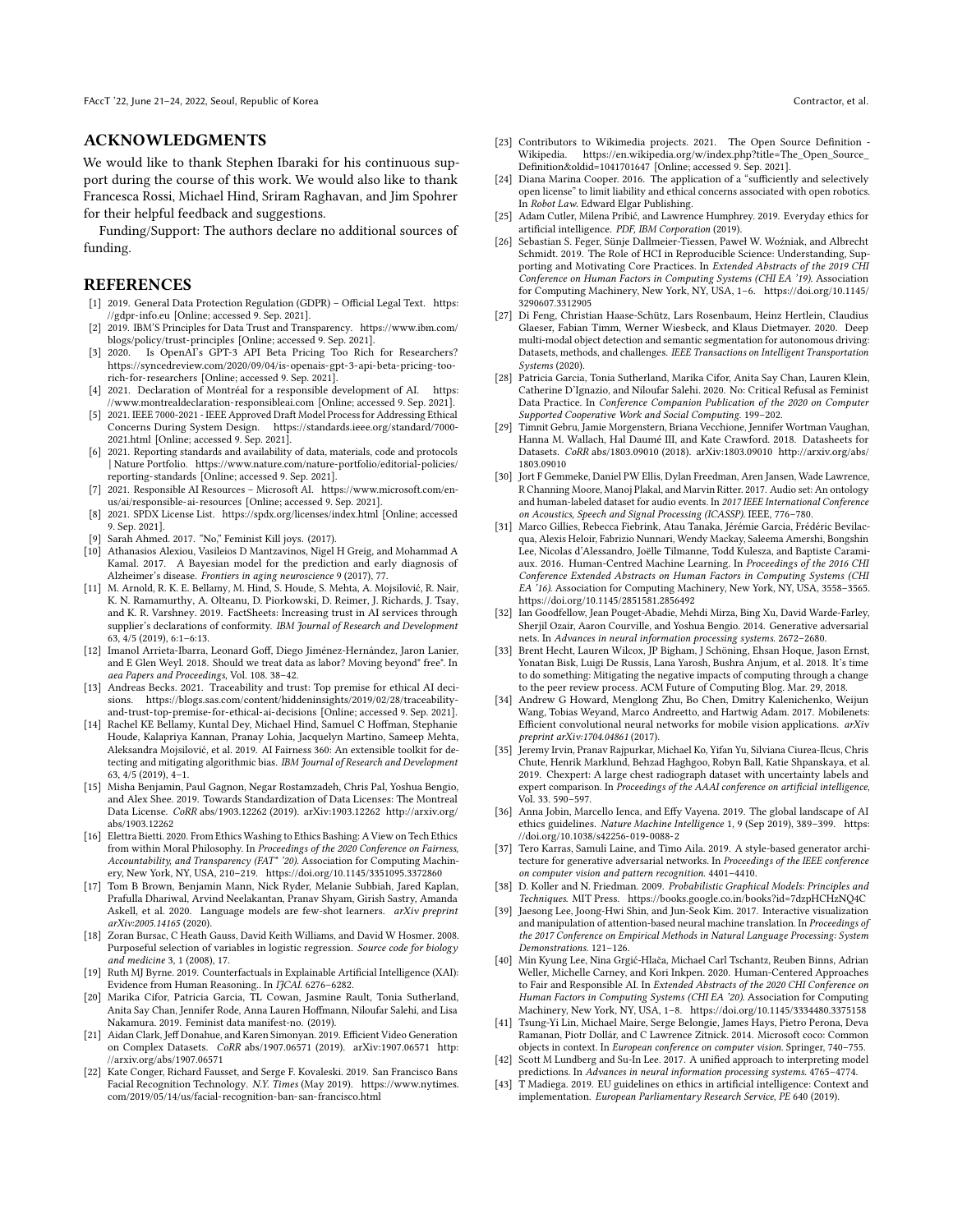## ACKNOWLEDGMENTS

We would like to thank Stephen Ibaraki for his continuous support during the course of this work. We would also like to thank Francesca Rossi, Michael Hind, Sriram Raghavan, and Jim Spohrer for their helpful feedback and suggestions.

Funding/Support: The authors declare no additional sources of funding.

## REFERENCES

- [1] 2019. General Data Protection Regulation (GDPR) – Official Legal Text. https://gdpr-info.eu [Online; accessed 9. Sep. 2021].
- [2] 2019. IBM'S Principles for Data Trust and Transparency. https://www.ibm.com/blogs/policy/trust-principles [Online; accessed 9. Sep. 2021].
- [3] 2020. Is OpenAI's GPT-3 API Beta Pricing Too Rich for Researchers? https://syncedreview.com/2020/09/04/is-openais-gpt-3-api-beta-pricing-too-rich-for-researchers [Online; accessed 9. Sep. 2021].
- [4] 2021. Declaration of Montréal for a responsible development of AI. https://www.montrealdeclaration-responsibleai.com [Online; accessed 9. Sep. 2021].
- [5] 2021. IEEE 7000-2021 - IEEE Approved Draft Model Process for Addressing Ethical Concerns During System Design. https://standards.ieee.org/standard/7000-2021.html [Online; accessed 9. Sep. 2021].
- [6] 2021. Reporting standards and availability of data, materials, code and protocols | Nature Portfolio. https://www.nature.com/nature-portfolio/editorial-policies/reporting-standards [Online; accessed 9. Sep. 2021].
- [7] 2021. Responsible AI Resources – Microsoft AI. https://www.microsoft.com/en-us/ai/responsible-ai-resources [Online; accessed 9. Sep. 2021].
- [8] 2021. SPDX License List. https://spdx.org/licenses/index.html [Online; accessed 9. Sep. 2021].
- [9] Sarah Ahmed. 2017. "No," Feminist Kill joys. (2017).
- [10] Athanasios Alexiou, Vasileios D Mantzavinos, Nigel H Greig, and Mohammad A Kamal. 2017. A Bayesian model for the prediction and early diagnosis of Alzheimer's disease. *Frontiers in aging neuroscience* 9 (2017), 77.
- [11] M. Arnold, R. K. E. Bellamy, M. Hind, S. Houde, S. Mehta, A. Mojsilović, R. Nair, K. N. Ramamurthy, A. Olteanu, D. Piorkowski, D. Reimer, J. Richards, J. Tsay, and K. R. Varshney. 2019. FactSheets: Increasing trust in AI services through supplier's declarations of conformity. *IBM Journal of Research and Development* 63, 4/5 (2019), 6:1–6:13.
- [12] Imanol Arrieta-Ibarra, Leonard Goff, Diego Jiménez-Hernández, Jaron Lanier, and E Glen Weyl. 2018. Should we treat data as labor? Moving beyond" free". In *aea Papers and Proceedings*, Vol. 108. 38–42.
- [13] Andreas Becks. 2021. Traceability and trust: Top premise for ethical AI decisions. https://blogs.sas.com/content/hiddeninsights/2019/02/28/traceability-and-trust-top-premise-for-ethical-ai-decisions [Online; accessed 9. Sep. 2021].
- [14] Rachel KE Bellamy, Kuntal Dey, Michael Hind, Samuel C Hoffman, Stephanie Houde, Kalapriya Kannan, Pranay Lohia, Jacquelyn Martino, Sameep Mehta, Aleksandra Mojsilović, et al. 2019. AI Fairness 360: An extensible toolkit for detecting and mitigating algorithmic bias. *IBM Journal of Research and Development* 63, 4/5 (2019), 4–1.
- [15] Misha Benjamin, Paul Gagnon, Negar Rostamzadeh, Chris Pal, Yoshua Bengio, and Alex Shee. 2019. Towards Standardization of Data Licenses: The Montreal Data License. *CoRR* abs/1903.12262 (2019). arXiv:1903.12262 http://arxiv.org/abs/1903.12262
- [16] Elettra Bietti. 2020. From Ethics Washing to Ethics Bashing: A View on Tech Ethics from within Moral Philosophy. In *Proceedings of the 2020 Conference on Fairness, Accountability, and Transparency (FAT\* '20)*. Association for Computing Machinery, New York, NY, USA, 210–219. https://doi.org/10.1145/3351095.3372860
- [17] Tom B Brown, Benjamin Mann, Nick Ryder, Melanie Subbiah, Jared Kaplan, Prafulla Dhariwal, Arvind Neelakantan, Pranav Shyam, Girish Sastry, Amanda Askell, et al. 2020. Language models are few-shot learners. *arXiv preprint arXiv:2005.14165* (2020).
- [18] Zoran Bursac, C Heath Gauss, David Keith Williams, and David W Hosmer. 2008. Purposeful selection of variables in logistic regression. *Source code for biology and medicine* 3, 1 (2008), 17.
- [19] Ruth MJ Byrne. 2019. Counterfactuals in Explainable Artificial Intelligence (XAI): Evidence from Human Reasoning.. In *IJCAI*. 6276–6282.
- [20] Marika Cifor, Patricia Garcia, TL Cowan, Jasmine Rault, Tonia Sutherland, Anita Say Chan, Jennifer Rode, Anna Lauren Hoffmann, Niloufar Salehi, and Lisa Nakamura. 2019. Feminist data manifest-no. (2019).
- [21] Aidan Clark, Jeff Donahue, and Karen Simonyan. 2019. Efficient Video Generation on Complex Datasets. *CoRR* abs/1907.06571 (2019). arXiv:1907.06571 http://arxiv.org/abs/1907.06571
- [22] Kate Conger, Richard Fausset, and Serge F. Kovaleski. 2019. San Francisco Bans Facial Recognition Technology. *N.Y. Times* (May 2019). https://www.nytimes.com/2019/05/14/us/facial-recognition-ban-san-francisco.html
- [23] Contributors to Wikimedia projects. 2021. The Open Source Definition - Wikipedia. https://en.wikipedia.org/w/index.php?title=The_Open_Source_Definition&oldid=1041701647 [Online; accessed 9. Sep. 2021].
- [24] Diana Marina Cooper. 2016. The application of a "sufficiently and selectively open license" to limit liability and ethical concerns associated with open robotics. In *Robot Law*. Edward Elgar Publishing.
- [25] Adam Cutler, Milena Pribić, and Lawrence Humphrey. 2019. Everyday ethics for artificial intelligence. *PDF, IBM Corporation* (2019).
- [26] Sebastian S. Feger, Sünje Dallmeier-Tiessen, Paweł W. Woźniak, and Albrecht Schmidt. 2019. The Role of HCI in Reproducible Science: Understanding, Supporting and Motivating Core Practices. In *Extended Abstracts of the 2019 CHI Conference on Human Factors in Computing Systems (CHI EA '19)*. Association for Computing Machinery, New York, NY, USA, 1–6. https://doi.org/10.1145/3290607.3312905
- [27] Di Feng, Christian Haase-Schütz, Lars Rosenbaum, Heinz Hertlein, Claudius Glaeser, Fabian Timm, Werner Wiesbeck, and Klaus Dietmayer. 2020. Deep multi-modal object detection and semantic segmentation for autonomous driving: Datasets, methods, and challenges. *IEEE Transactions on Intelligent Transportation Systems* (2020).
- [28] Patricia Garcia, Tonia Sutherland, Marika Cifor, Anita Say Chan, Lauren Klein, Catherine D'Ignazio, and Niloufar Salehi. 2020. No: Critical Refusal as Feminist Data Practice. In *Conference Companion Publication of the 2020 on Computer Supported Cooperative Work and Social Computing*. 199–202.
- [29] Timnit Gebru, Jamie Morgenstern, Briana Vecchione, Jennifer Wortman Vaughan, Hanna M. Wallach, Hal Daumé III, and Kate Crawford. 2018. Datasheets for Datasets. *CoRR* abs/1803.09010 (2018). arXiv:1803.09010 http://arxiv.org/abs/1803.09010
- [30] Jort F Gemmeke, Daniel PW Ellis, Dylan Freedman, Aren Jansen, Wade Lawrence, R Channing Moore, Manoj Plakal, and Marvin Ritter. 2017. Audio set: An ontology and human-labeled dataset for audio events. In *2017 IEEE International Conference on Acoustics, Speech and Signal Processing (ICASSP)*. IEEE, 776–780.
- [31] Marco Gillies, Rebecca Fiebrink, Atau Tanaka, Jérémie Garcia, Frédéric Bevilacqua, Alexis Heloir, Fabrizio Nunnari, Wendy Mackay, Saleema Amershi, Bongshin Lee, Nicolas d'Alessandro, Joëlle Tilmanne, Todd Kulesza, and Baptiste Caramiaux. 2016. Human-Centred Machine Learning. In *Proceedings of the 2016 CHI Conference Extended Abstracts on Human Factors in Computing Systems (CHI EA '16)*. Association for Computing Machinery, New York, NY, USA, 3558–3565. https://doi.org/10.1145/2851581.2856492
- [32] Ian Goodfellow, Jean Pouget-Abadie, Mehdi Mirza, Bing Xu, David Warde-Farley, Sherjil Ozair, Aaron Courville, and Yoshua Bengio. 2014. Generative adversarial nets. In *Advances in neural information processing systems*. 2672–2680.
- [33] Brent Hecht, Lauren Wilcox, JP Bigham, J Schöning, Ehsan Hoque, Jason Ernst, Yonatan Bisk, Luigi De Russis, Lana Yarosh, Bushra Anjum, et al. 2018. It's time to do something: Mitigating the negative impacts of computing through a change to the peer review process. ACM Future of Computing Blog. Mar. 29, 2018.
- [34] Andrew G Howard, Menglong Zhu, Bo Chen, Dmitry Kalenichenko, Weijun Wang, Tobias Weyand, Marco Andreetto, and Hartwig Adam. 2017. Mobilenets: Efficient convolutional neural networks for mobile vision applications. *arXiv preprint arXiv:1704.04861* (2017).
- [35] Jeremy Irvin, Pranav Rajpurkar, Michael Ko, Yifan Yu, Silviana Ciurea-Ilcus, Chris Chute, Henrik Marklund, Behzad Haghgoo, Robyn Ball, Katie Shpanskaya, et al. 2019. Chexpert: A large chest radiograph dataset with uncertainty labels and expert comparison. In *Proceedings of the AAAI conference on artificial intelligence*, Vol. 33. 590–597.
- [36] Anna Jobin, Marcello Ienca, and Effy Vayena. 2019. The global landscape of AI ethics guidelines. *Nature Machine Intelligence* 1, 9 (Sep 2019), 389–399. https://doi.org/10.1038/s42256-019-0088-2
- [37] Tero Karras, Samuli Laine, and Timo Aila. 2019. A style-based generator architecture for generative adversarial networks. In *Proceedings of the IEEE conference on computer vision and pattern recognition*. 4401–4410.
- [38] D. Koller and N. Friedman. 2009. *Probabilistic Graphical Models: Principles and Techniques*. MIT Press. https://books.google.co.in/books?id=7dzpHCHzNQ4C
- [39] Jaesong Lee, Joong-Hwi Shin, and Jun-Seok Kim. 2017. Interactive visualization and manipulation of attention-based neural machine translation. In *Proceedings of the 2017 Conference on Empirical Methods in Natural Language Processing: System Demonstrations*. 121–126.
- [40] Min Kyung Lee, Nina Grgić-Hlača, Michael Carl Tschantz, Reuben Binns, Adrian Weller, Michelle Carney, and Kori Inkpen. 2020. Human-Centered Approaches to Fair and Responsible AI. In *Extended Abstracts of the 2020 CHI Conference on Human Factors in Computing Systems (CHI EA '20)*. Association for Computing Machinery, New York, NY, USA, 1–8. https://doi.org/10.1145/3334480.3375158
- [41] Tsung-Yi Lin, Michael Maire, Serge Belongie, James Hays, Pietro Perona, Deva Ramanan, Piotr Dollár, and C Lawrence Zitnick. 2014. Microsoft coco: Common objects in context. In *European conference on computer vision*. Springer, 740–755.
- [42] Scott M Lundberg and Su-In Lee. 2017. A unified approach to interpreting model predictions. In *Advances in neural information processing systems*. 4765–4774.
- [43] T Madiega. 2019. EU guidelines on ethics in artificial intelligence: Context and implementation. *European Parliamentary Research Service, PE* 640 (2019).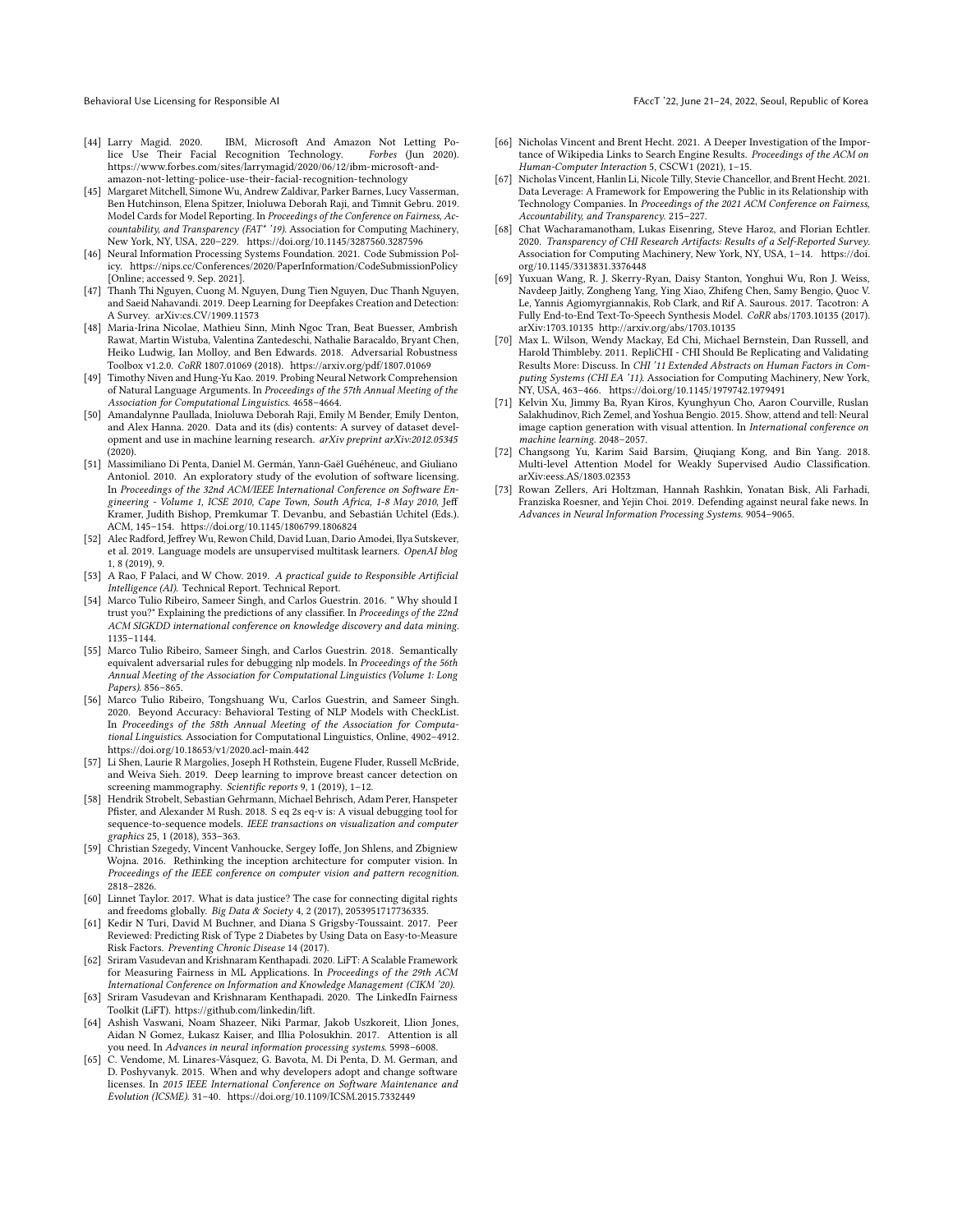- [44] Larry Magid. 2020. IBM, Microsoft And Amazon Not Letting Police Use Their Facial Recognition Technology. *Forbes* (Jun 2020). https://www.forbes.com/sites/larrymagid/2020/06/12/ibm-microsoft-and-amazon-not-letting-police-use-their-facial-recognition-technology
- [45] Margaret Mitchell, Simone Wu, Andrew Zaldivar, Parker Barnes, Lucy Vasserman, Ben Hutchinson, Elena Spitzer, Inioluwa Deborah Raji, and Timnit Gebru. 2019. Model Cards for Model Reporting. In *Proceedings of the Conference on Fairness, Accountability, and Transparency (FAT\* '19)*. Association for Computing Machinery, New York, NY, USA, 220–229. https://doi.org/10.1145/3287560.3287596
- [46] Neural Information Processing Systems Foundation. 2021. Code Submission Policy. https://nips.cc/Conferences/2020/PaperInformation/CodeSubmissionPolicy [Online; accessed 9. Sep. 2021].
- [47] Thanh Thi Nguyen, Cuong M. Nguyen, Dung Tien Nguyen, Duc Thanh Nguyen, and Saeid Nahavandi. 2019. Deep Learning for Deepfakes Creation and Detection: A Survey. arXiv:cs.CV/1909.11573
- [48] Maria-Irina Nicolae, Mathieu Sinn, Minh Ngoc Tran, Beat Buesser, Ambrish Rawat, Martin Wistuba, Valentina Zantedeschi, Nathalie Baracaldo, Bryant Chen, Heiko Ludwig, Ian Molloy, and Ben Edwards. 2018. Adversarial Robustness Toolbox v1.2.0. *CoRR* 1807.01069 (2018). https://arxiv.org/pdf/1807.01069
- [49] Timothy Niven and Hung-Yu Kao. 2019. Probing Neural Network Comprehension of Natural Language Arguments. In *Proceedings of the 57th Annual Meeting of the Association for Computational Linguistics*. 4658–4664.
- [50] Amandalynne Paullada, Inioluwa Deborah Raji, Emily M Bender, Emily Denton, and Alex Hanna. 2020. Data and its (dis) contents: A survey of dataset development and use in machine learning research. *arXiv preprint arXiv:2012.05345* (2020).
- [51] Massimiliano Di Penta, Daniel M. Germán, Yann-Gaël Guéhéneuc, and Giuliano Antoniol. 2010. An exploratory study of the evolution of software licensing. In *Proceedings of the 32nd ACM/IEEE International Conference on Software Engineering - Volume 1, ICSE 2010, Cape Town, South Africa, 1-8 May 2010*, Jeff Kramer, Judith Bishop, Premkumar T. Devanbu, and Sebastián Uchitel (Eds.). ACM, 145–154. https://doi.org/10.1145/1806799.1806824
- [52] Alec Radford, Jeffrey Wu, Rewon Child, David Luan, Dario Amodei, Ilya Sutskever, et al. 2019. Language models are unsupervised multitask learners. *OpenAI blog* 1, 8 (2019), 9.
- [53] A Rao, F Palaci, and W Chow. 2019. *A practical guide to Responsible Artificial Intelligence (AI)*. Technical Report. Technical Report.
- [54] Marco Tulio Ribeiro, Sameer Singh, and Carlos Guestrin. 2016. " Why should I trust you?" Explaining the predictions of any classifier. In *Proceedings of the 22nd ACM SIGKDD international conference on knowledge discovery and data mining*. 1135–1144.
- [55] Marco Tulio Ribeiro, Sameer Singh, and Carlos Guestrin. 2018. Semantically equivalent adversarial rules for debugging nlp models. In *Proceedings of the 56th Annual Meeting of the Association for Computational Linguistics (Volume 1: Long Papers)*. 856–865.
- [56] Marco Tulio Ribeiro, Tongshuang Wu, Carlos Guestrin, and Sameer Singh. 2020. Beyond Accuracy: Behavioral Testing of NLP Models with CheckList. In *Proceedings of the 58th Annual Meeting of the Association for Computational Linguistics*. Association for Computational Linguistics, Online, 4902–4912. https://doi.org/10.18653/v1/2020.acl-main.442
- [57] Li Shen, Laurie R Margolies, Joseph H Rothstein, Eugene Fluder, Russell McBride, and Weiva Sieh. 2019. Deep learning to improve breast cancer detection on screening mammography. *Scientific reports* 9, 1 (2019), 1–12.
- [58] Hendrik Strobelt, Sebastian Gehrmann, Michael Behrisch, Adam Perer, Hanspeter Pfister, and Alexander M Rush. 2018. S eq 2s eq-v is: A visual debugging tool for sequence-to-sequence models. *IEEE transactions on visualization and computer graphics* 25, 1 (2018), 353–363.
- [59] Christian Szegedy, Vincent Vanhoucke, Sergey Ioffe, Jon Shlens, and Zbigniew Wojna. 2016. Rethinking the inception architecture for computer vision. In *Proceedings of the IEEE conference on computer vision and pattern recognition*. 2818–2826.
- [60] Linnet Taylor. 2017. What is data justice? The case for connecting digital rights and freedoms globally. *Big Data & Society* 4, 2 (2017), 2053951717736335.
- [61] Kedir N Turi, David M Buchner, and Diana S Grigsby-Toussaint. 2017. Peer Reviewed: Predicting Risk of Type 2 Diabetes by Using Data on Easy-to-Measure Risk Factors. *Preventing Chronic Disease* 14 (2017).
- [62] Sriram Vasudevan and Krishnaram Kenthapadi. 2020. LiFT: A Scalable Framework for Measuring Fairness in ML Applications. In *Proceedings of the 29th ACM International Conference on Information and Knowledge Management (CIKM '20)*.
- [63] Sriram Vasudevan and Krishnaram Kenthapadi. 2020. The LinkedIn Fairness Toolkit (LiFT). https://github.com/linkedin/lift.
- [64] Ashish Vaswani, Noam Shazeer, Niki Parmar, Jakob Uszkoreit, Llion Jones, Aidan N Gomez, Łukasz Kaiser, and Illia Polosukhin. 2017. Attention is all you need. In *Advances in neural information processing systems*. 5998–6008.
- [65] C. Vendome, M. Linares-Vásquez, G. Bavota, M. Di Penta, D. M. German, and D. Poshyvanyk. 2015. When and why developers adopt and change software licenses. In *2015 IEEE International Conference on Software Maintenance and Evolution (ICSME)*. 31–40. https://doi.org/10.1109/ICSM.2015.7332449
- [66] Nicholas Vincent and Brent Hecht. 2021. A Deeper Investigation of the Importance of Wikipedia Links to Search Engine Results. *Proceedings of the ACM on Human-Computer Interaction* 5, CSCW1 (2021), 1–15.
- [67] Nicholas Vincent, Hanlin Li, Nicole Tilly, Stevie Chancellor, and Brent Hecht. 2021. Data Leverage: A Framework for Empowering the Public in its Relationship with Technology Companies. In *Proceedings of the 2021 ACM Conference on Fairness, Accountability, and Transparency*. 215–227.
- [68] Chat Wacharamanotham, Lukas Eisenring, Steve Haroz, and Florian Echtler. 2020. *Transparency of CHI Research Artifacts: Results of a Self-Reported Survey*. Association for Computing Machinery, New York, NY, USA, 1–14. https://doi.org/10.1145/3313831.3376448
- [69] Yuxuan Wang, R. J. Skerry-Ryan, Daisy Stanton, Yonghui Wu, Ron J. Weiss, Navdeep Jaitly, Zongheng Yang, Ying Xiao, Zhifeng Chen, Samy Bengio, Quoc V. Le, Yannis Agiomyrgiannakis, Rob Clark, and Rif A. Saurous. 2017. Tacotron: A Fully End-to-End Text-To-Speech Synthesis Model. *CoRR* abs/1703.10135 (2017). arXiv:1703.10135 http://arxiv.org/abs/1703.10135
- [70] Max L. Wilson, Wendy Mackay, Ed Chi, Michael Bernstein, Dan Russell, and Harold Thimbleby. 2011. RepliCHI - CHI Should Be Replicating and Validating Results More: Discuss. In *CHI '11 Extended Abstracts on Human Factors in Computing Systems (CHI EA '11)*. Association for Computing Machinery, New York, NY, USA, 463–466. https://doi.org/10.1145/1979742.1979491
- [71] Kelvin Xu, Jimmy Ba, Ryan Kiros, Kyunghyun Cho, Aaron Courville, Ruslan Salakhudinov, Rich Zemel, and Yoshua Bengio. 2015. Show, attend and tell: Neural image caption generation with visual attention. In *International conference on machine learning*. 2048–2057.
- [72] Changsong Yu, Karim Said Barsim, Qiuqiang Kong, and Bin Yang. 2018. Multi-level Attention Model for Weakly Supervised Audio Classification. arXiv:eess.AS/1803.02353
- [73] Rowan Zellers, Ari Holtzman, Hannah Rashkin, Yonatan Bisk, Ali Farhadi, Franziska Roesner, and Yejin Choi. 2019. Defending against neural fake news. In *Advances in Neural Information Processing Systems*. 9054–9065.